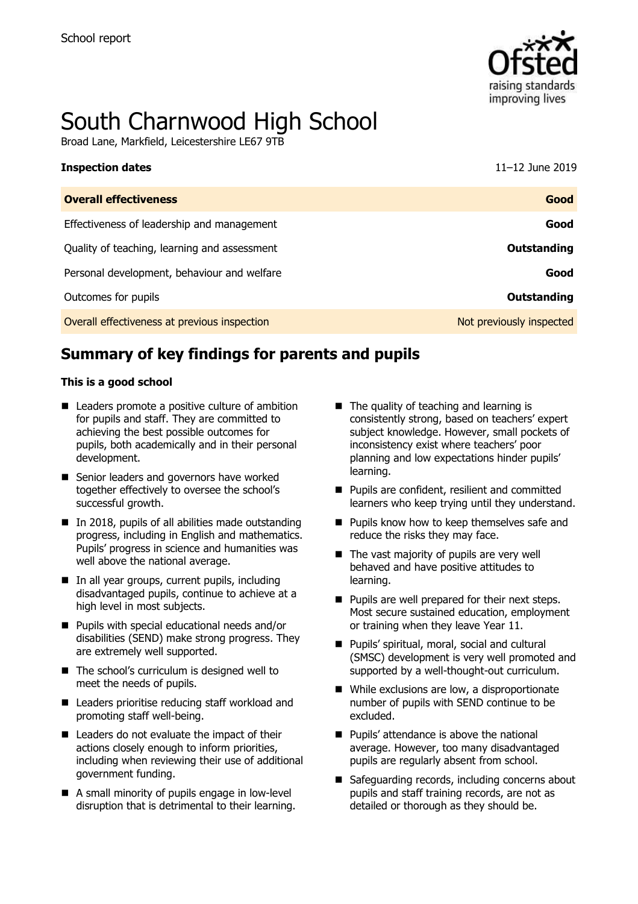School report

# South Charnwood High School

Broad Lane, Markfield, Leicestershire LE67 9TB

| **Inspection dates** | 11–12 June 2019 |
| --- | --- |
| **Overall effectiveness** | **Good** |
| Effectiveness of leadership and management | **Good** |
| Quality of teaching, learning and assessment | **Outstanding** |
| Personal development, behaviour and welfare | **Good** |
| Outcomes for pupils | **Outstanding** |
| Overall effectiveness at previous inspection | Not previously inspected |

## Summary of key findings for parents and pupils

**This is a good school**

- Leaders promote a positive culture of ambition for pupils and staff. They are committed to achieving the best possible outcomes for pupils, both academically and in their personal development.
- Senior leaders and governors have worked together effectively to oversee the school's successful growth.
- In 2018, pupils of all abilities made outstanding progress, including in English and mathematics. Pupils' progress in science and humanities was well above the national average.
- In all year groups, current pupils, including disadvantaged pupils, continue to achieve at a high level in most subjects.
- Pupils with special educational needs and/or disabilities (SEND) make strong progress. They are extremely well supported.
- The school's curriculum is designed well to meet the needs of pupils.
- Leaders prioritise reducing staff workload and promoting staff well-being.
- Leaders do not evaluate the impact of their actions closely enough to inform priorities, including when reviewing their use of additional government funding.
- A small minority of pupils engage in low-level disruption that is detrimental to their learning.
- The quality of teaching and learning is consistently strong, based on teachers' expert subject knowledge. However, small pockets of inconsistency exist where teachers' poor planning and low expectations hinder pupils' learning.
- Pupils are confident, resilient and committed learners who keep trying until they understand.
- Pupils know how to keep themselves safe and reduce the risks they may face.
- The vast majority of pupils are very well behaved and have positive attitudes to learning.
- Pupils are well prepared for their next steps. Most secure sustained education, employment or training when they leave Year 11.
- Pupils' spiritual, moral, social and cultural (SMSC) development is very well promoted and supported by a well-thought-out curriculum.
- While exclusions are low, a disproportionate number of pupils with SEND continue to be excluded.
- Pupils' attendance is above the national average. However, too many disadvantaged pupils are regularly absent from school.
- Safeguarding records, including concerns about pupils and staff training records, are not as detailed or thorough as they should be.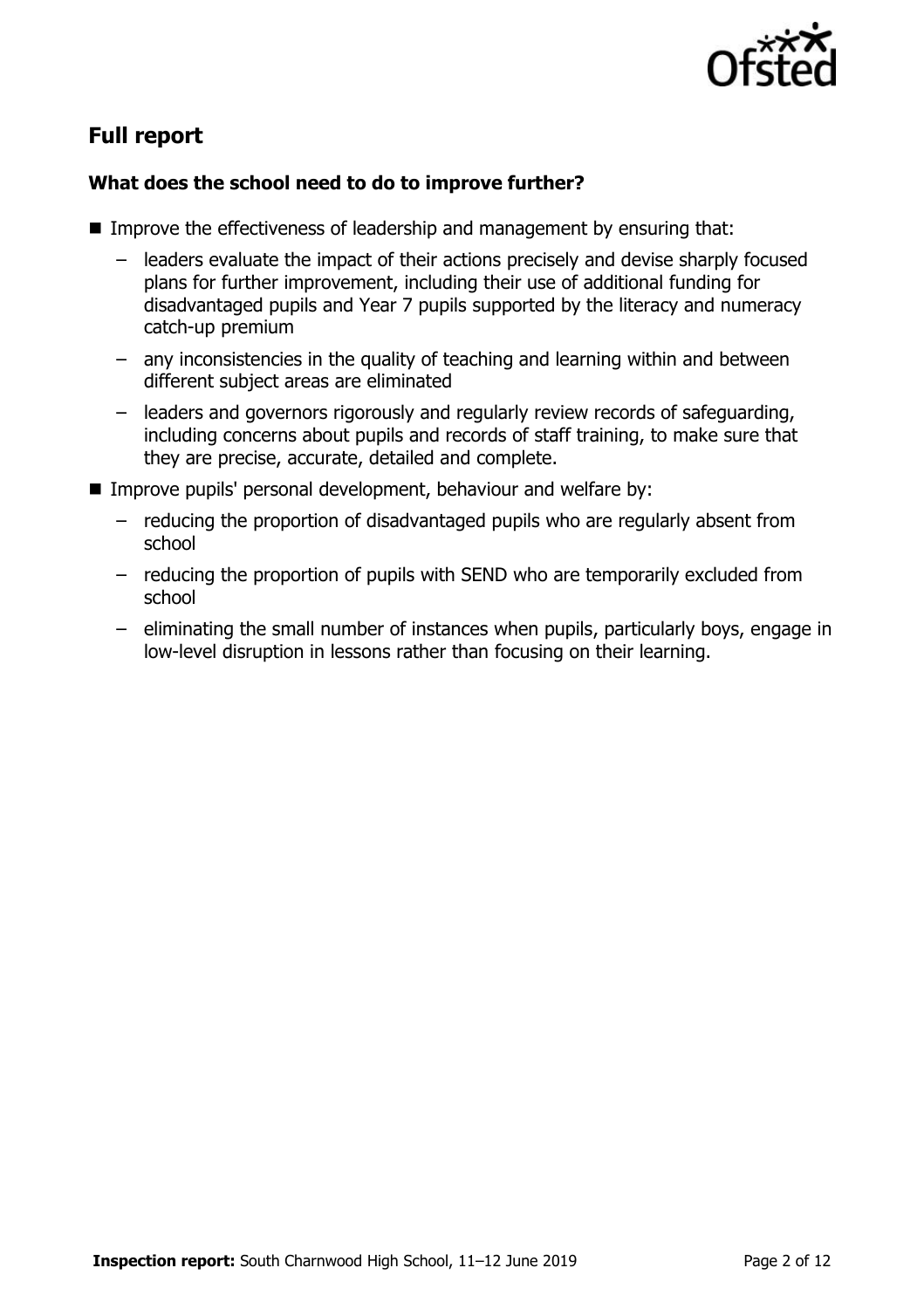## Full report

### What does the school need to do to improve further?

- Improve the effectiveness of leadership and management by ensuring that:
  - leaders evaluate the impact of their actions precisely and devise sharply focused plans for further improvement, including their use of additional funding for disadvantaged pupils and Year 7 pupils supported by the literacy and numeracy catch-up premium
  - any inconsistencies in the quality of teaching and learning within and between different subject areas are eliminated
  - leaders and governors rigorously and regularly review records of safeguarding, including concerns about pupils and records of staff training, to make sure that they are precise, accurate, detailed and complete.
- Improve pupils' personal development, behaviour and welfare by:
  - reducing the proportion of disadvantaged pupils who are regularly absent from school
  - reducing the proportion of pupils with SEND who are temporarily excluded from school
  - eliminating the small number of instances when pupils, particularly boys, engage in low-level disruption in lessons rather than focusing on their learning.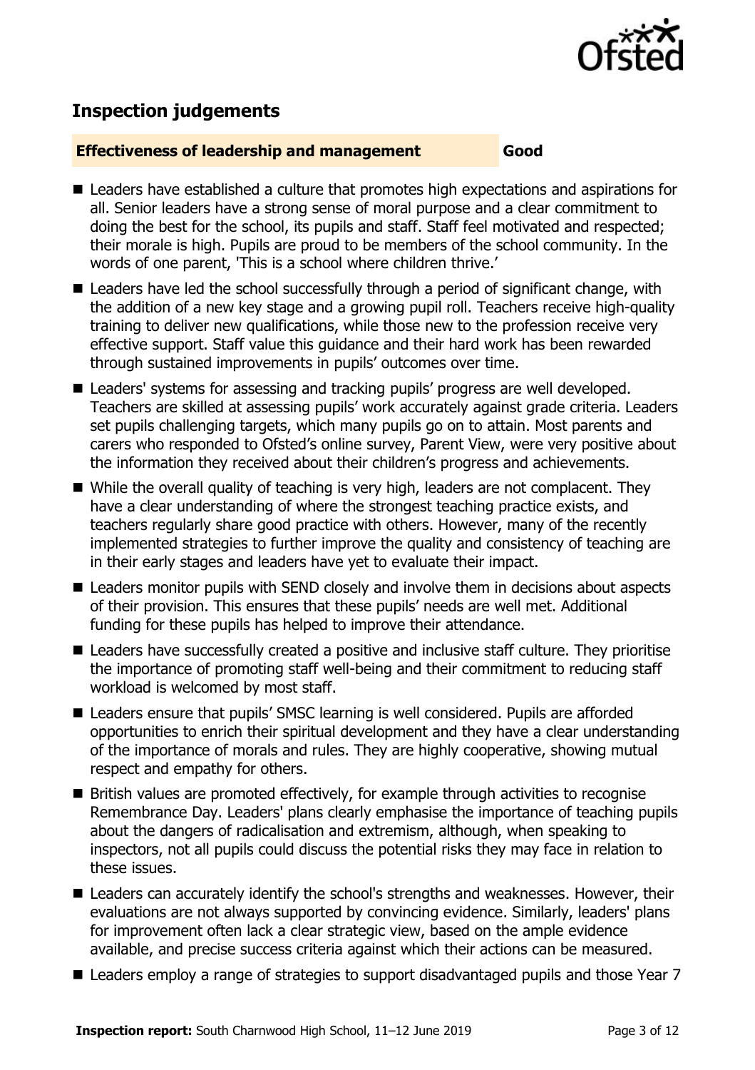## Inspection judgements

**Effectiveness of leadership and management** **Good**

- Leaders have established a culture that promotes high expectations and aspirations for all. Senior leaders have a strong sense of moral purpose and a clear commitment to doing the best for the school, its pupils and staff. Staff feel motivated and respected; their morale is high. Pupils are proud to be members of the school community. In the words of one parent, 'This is a school where children thrive.'
- Leaders have led the school successfully through a period of significant change, with the addition of a new key stage and a growing pupil roll. Teachers receive high-quality training to deliver new qualifications, while those new to the profession receive very effective support. Staff value this guidance and their hard work has been rewarded through sustained improvements in pupils' outcomes over time.
- Leaders' systems for assessing and tracking pupils' progress are well developed. Teachers are skilled at assessing pupils' work accurately against grade criteria. Leaders set pupils challenging targets, which many pupils go on to attain. Most parents and carers who responded to Ofsted's online survey, Parent View, were very positive about the information they received about their children's progress and achievements.
- While the overall quality of teaching is very high, leaders are not complacent. They have a clear understanding of where the strongest teaching practice exists, and teachers regularly share good practice with others. However, many of the recently implemented strategies to further improve the quality and consistency of teaching are in their early stages and leaders have yet to evaluate their impact.
- Leaders monitor pupils with SEND closely and involve them in decisions about aspects of their provision. This ensures that these pupils' needs are well met. Additional funding for these pupils has helped to improve their attendance.
- Leaders have successfully created a positive and inclusive staff culture. They prioritise the importance of promoting staff well-being and their commitment to reducing staff workload is welcomed by most staff.
- Leaders ensure that pupils' SMSC learning is well considered. Pupils are afforded opportunities to enrich their spiritual development and they have a clear understanding of the importance of morals and rules. They are highly cooperative, showing mutual respect and empathy for others.
- British values are promoted effectively, for example through activities to recognise Remembrance Day. Leaders' plans clearly emphasise the importance of teaching pupils about the dangers of radicalisation and extremism, although, when speaking to inspectors, not all pupils could discuss the potential risks they may face in relation to these issues.
- Leaders can accurately identify the school's strengths and weaknesses. However, their evaluations are not always supported by convincing evidence. Similarly, leaders' plans for improvement often lack a clear strategic view, based on the ample evidence available, and precise success criteria against which their actions can be measured.
- Leaders employ a range of strategies to support disadvantaged pupils and those Year 7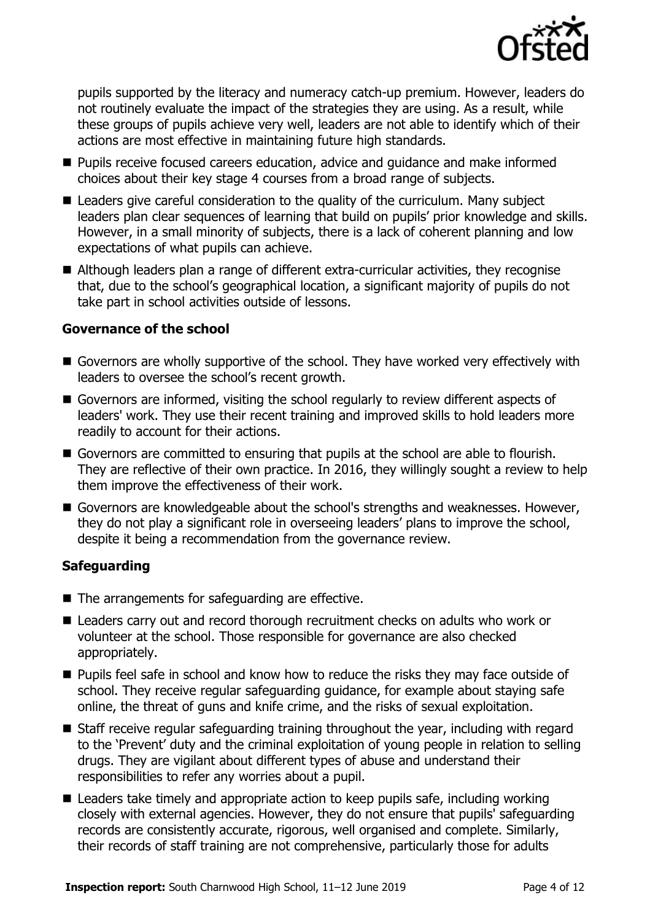pupils supported by the literacy and numeracy catch-up premium. However, leaders do not routinely evaluate the impact of the strategies they are using. As a result, while these groups of pupils achieve very well, leaders are not able to identify which of their actions are most effective in maintaining future high standards.

- Pupils receive focused careers education, advice and guidance and make informed choices about their key stage 4 courses from a broad range of subjects.
- Leaders give careful consideration to the quality of the curriculum. Many subject leaders plan clear sequences of learning that build on pupils' prior knowledge and skills. However, in a small minority of subjects, there is a lack of coherent planning and low expectations of what pupils can achieve.
- Although leaders plan a range of different extra-curricular activities, they recognise that, due to the school's geographical location, a significant majority of pupils do not take part in school activities outside of lessons.

### Governance of the school

- Governors are wholly supportive of the school. They have worked very effectively with leaders to oversee the school's recent growth.
- Governors are informed, visiting the school regularly to review different aspects of leaders' work. They use their recent training and improved skills to hold leaders more readily to account for their actions.
- Governors are committed to ensuring that pupils at the school are able to flourish. They are reflective of their own practice. In 2016, they willingly sought a review to help them improve the effectiveness of their work.
- Governors are knowledgeable about the school's strengths and weaknesses. However, they do not play a significant role in overseeing leaders' plans to improve the school, despite it being a recommendation from the governance review.

### Safeguarding

- The arrangements for safeguarding are effective.
- Leaders carry out and record thorough recruitment checks on adults who work or volunteer at the school. Those responsible for governance are also checked appropriately.
- Pupils feel safe in school and know how to reduce the risks they may face outside of school. They receive regular safeguarding guidance, for example about staying safe online, the threat of guns and knife crime, and the risks of sexual exploitation.
- Staff receive regular safeguarding training throughout the year, including with regard to the 'Prevent' duty and the criminal exploitation of young people in relation to selling drugs. They are vigilant about different types of abuse and understand their responsibilities to refer any worries about a pupil.
- Leaders take timely and appropriate action to keep pupils safe, including working closely with external agencies. However, they do not ensure that pupils' safeguarding records are consistently accurate, rigorous, well organised and complete. Similarly, their records of staff training are not comprehensive, particularly those for adults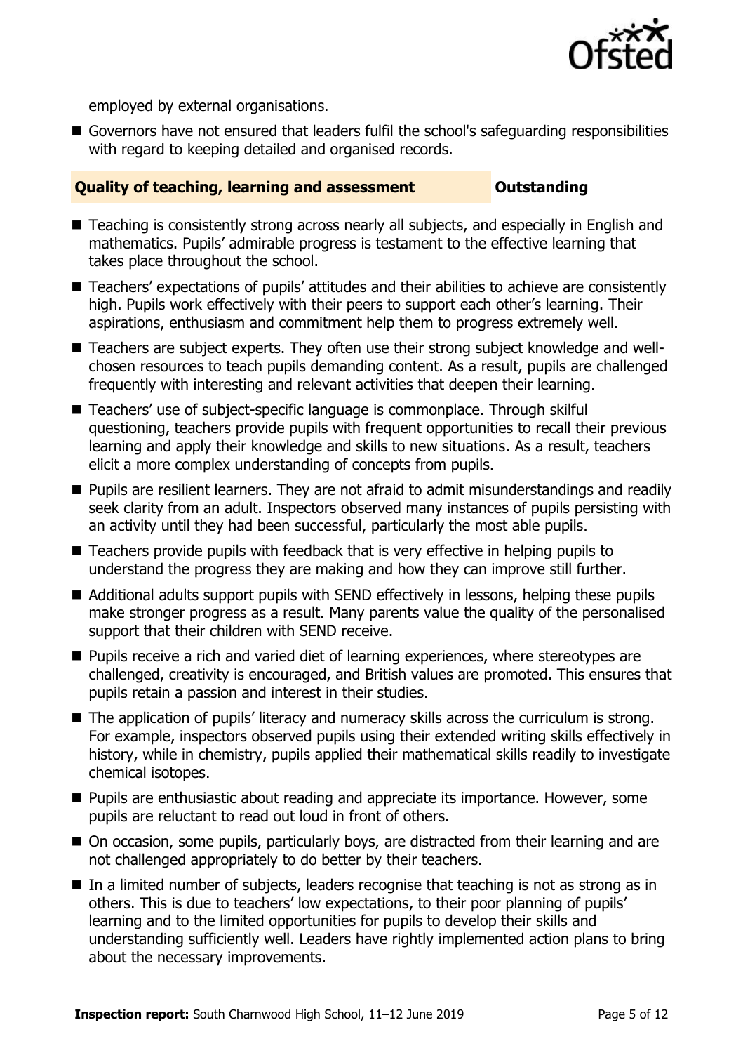employed by external organisations.

- Governors have not ensured that leaders fulfil the school's safeguarding responsibilities with regard to keeping detailed and organised records.

## Quality of teaching, learning and assessment — Outstanding

- Teaching is consistently strong across nearly all subjects, and especially in English and mathematics. Pupils' admirable progress is testament to the effective learning that takes place throughout the school.
- Teachers' expectations of pupils' attitudes and their abilities to achieve are consistently high. Pupils work effectively with their peers to support each other's learning. Their aspirations, enthusiasm and commitment help them to progress extremely well.
- Teachers are subject experts. They often use their strong subject knowledge and well-chosen resources to teach pupils demanding content. As a result, pupils are challenged frequently with interesting and relevant activities that deepen their learning.
- Teachers' use of subject-specific language is commonplace. Through skilful questioning, teachers provide pupils with frequent opportunities to recall their previous learning and apply their knowledge and skills to new situations. As a result, teachers elicit a more complex understanding of concepts from pupils.
- Pupils are resilient learners. They are not afraid to admit misunderstandings and readily seek clarity from an adult. Inspectors observed many instances of pupils persisting with an activity until they had been successful, particularly the most able pupils.
- Teachers provide pupils with feedback that is very effective in helping pupils to understand the progress they are making and how they can improve still further.
- Additional adults support pupils with SEND effectively in lessons, helping these pupils make stronger progress as a result. Many parents value the quality of the personalised support that their children with SEND receive.
- Pupils receive a rich and varied diet of learning experiences, where stereotypes are challenged, creativity is encouraged, and British values are promoted. This ensures that pupils retain a passion and interest in their studies.
- The application of pupils' literacy and numeracy skills across the curriculum is strong. For example, inspectors observed pupils using their extended writing skills effectively in history, while in chemistry, pupils applied their mathematical skills readily to investigate chemical isotopes.
- Pupils are enthusiastic about reading and appreciate its importance. However, some pupils are reluctant to read out loud in front of others.
- On occasion, some pupils, particularly boys, are distracted from their learning and are not challenged appropriately to do better by their teachers.
- In a limited number of subjects, leaders recognise that teaching is not as strong as in others. This is due to teachers' low expectations, to their poor planning of pupils' learning and to the limited opportunities for pupils to develop their skills and understanding sufficiently well. Leaders have rightly implemented action plans to bring about the necessary improvements.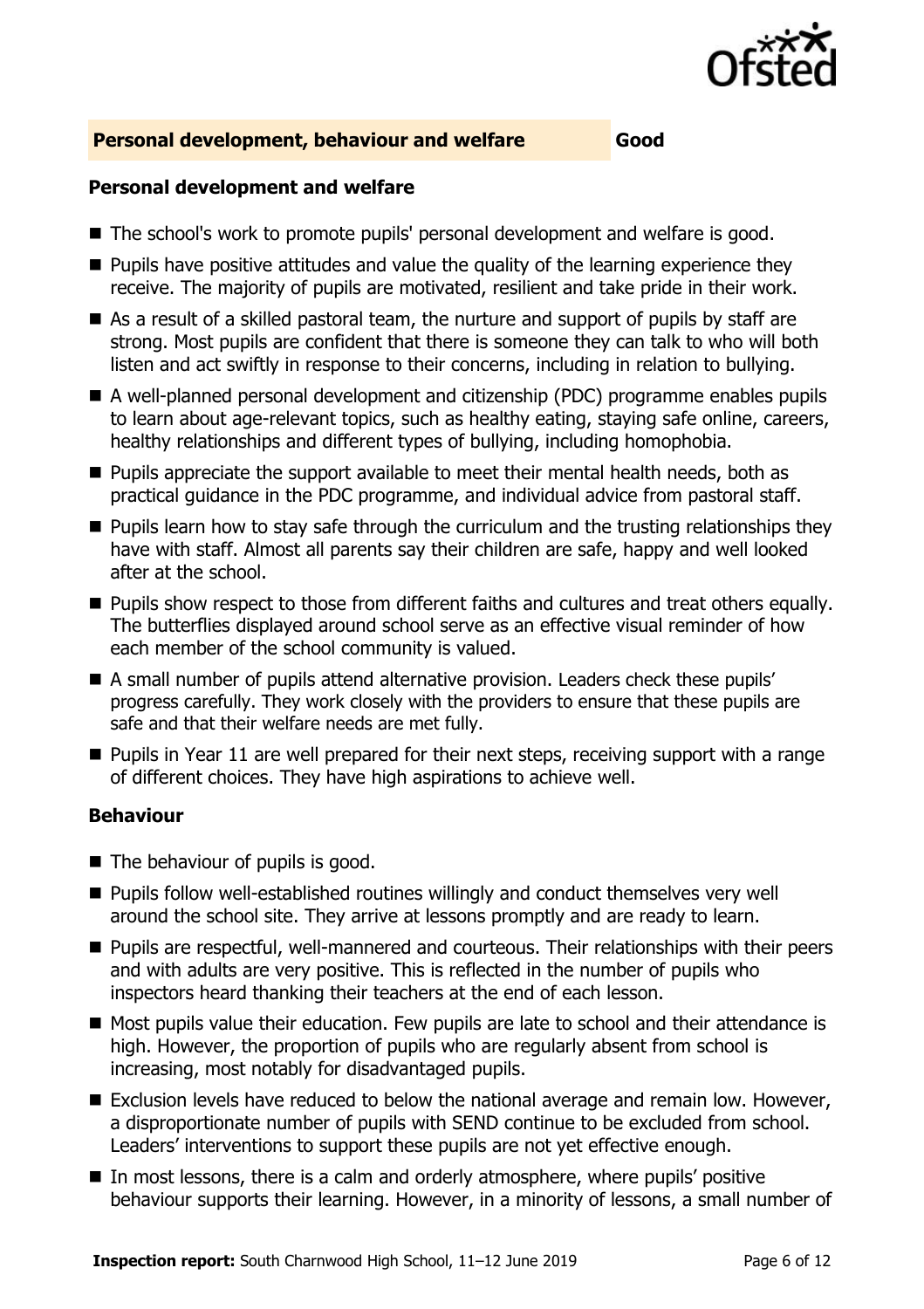## Personal development, behaviour and welfare — Good

### Personal development and welfare

- The school's work to promote pupils' personal development and welfare is good.
- Pupils have positive attitudes and value the quality of the learning experience they receive. The majority of pupils are motivated, resilient and take pride in their work.
- As a result of a skilled pastoral team, the nurture and support of pupils by staff are strong. Most pupils are confident that there is someone they can talk to who will both listen and act swiftly in response to their concerns, including in relation to bullying.
- A well-planned personal development and citizenship (PDC) programme enables pupils to learn about age-relevant topics, such as healthy eating, staying safe online, careers, healthy relationships and different types of bullying, including homophobia.
- Pupils appreciate the support available to meet their mental health needs, both as practical guidance in the PDC programme, and individual advice from pastoral staff.
- Pupils learn how to stay safe through the curriculum and the trusting relationships they have with staff. Almost all parents say their children are safe, happy and well looked after at the school.
- Pupils show respect to those from different faiths and cultures and treat others equally. The butterflies displayed around school serve as an effective visual reminder of how each member of the school community is valued.
- A small number of pupils attend alternative provision. Leaders check these pupils' progress carefully. They work closely with the providers to ensure that these pupils are safe and that their welfare needs are met fully.
- Pupils in Year 11 are well prepared for their next steps, receiving support with a range of different choices. They have high aspirations to achieve well.

### Behaviour

- The behaviour of pupils is good.
- Pupils follow well-established routines willingly and conduct themselves very well around the school site. They arrive at lessons promptly and are ready to learn.
- Pupils are respectful, well-mannered and courteous. Their relationships with their peers and with adults are very positive. This is reflected in the number of pupils who inspectors heard thanking their teachers at the end of each lesson.
- Most pupils value their education. Few pupils are late to school and their attendance is high. However, the proportion of pupils who are regularly absent from school is increasing, most notably for disadvantaged pupils.
- Exclusion levels have reduced to below the national average and remain low. However, a disproportionate number of pupils with SEND continue to be excluded from school. Leaders' interventions to support these pupils are not yet effective enough.
- In most lessons, there is a calm and orderly atmosphere, where pupils' positive behaviour supports their learning. However, in a minority of lessons, a small number of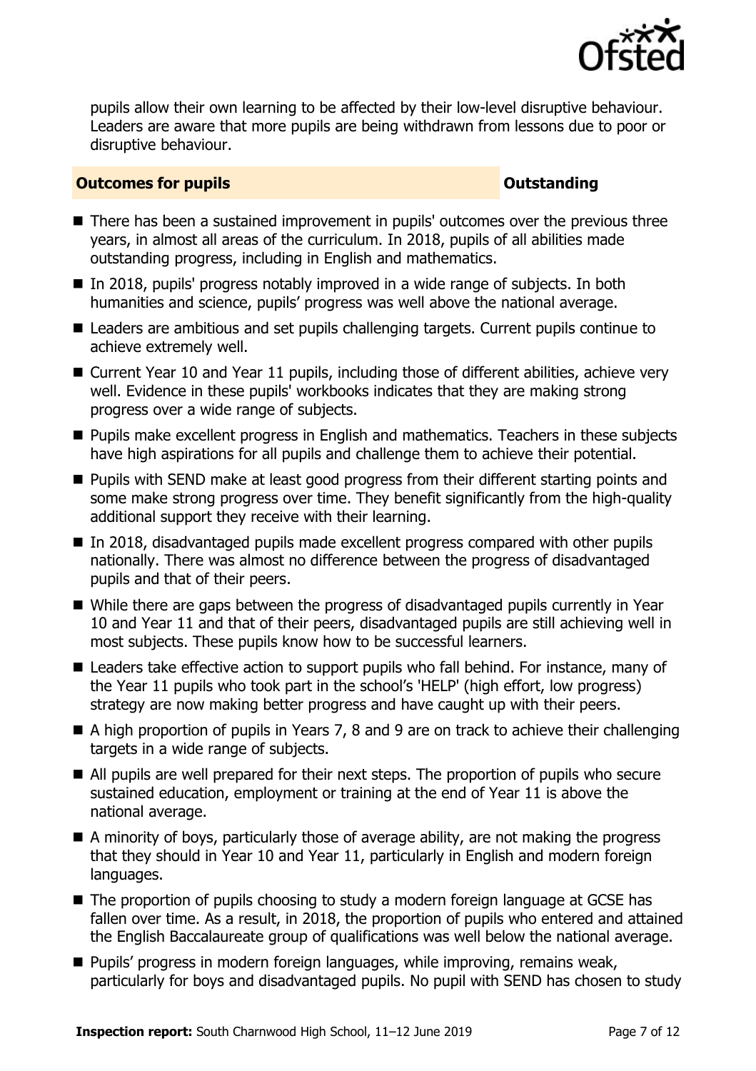pupils allow their own learning to be affected by their low-level disruptive behaviour. Leaders are aware that more pupils are being withdrawn from lessons due to poor or disruptive behaviour.

### Outcomes for pupils — Outstanding

- There has been a sustained improvement in pupils' outcomes over the previous three years, in almost all areas of the curriculum. In 2018, pupils of all abilities made outstanding progress, including in English and mathematics.
- In 2018, pupils' progress notably improved in a wide range of subjects. In both humanities and science, pupils' progress was well above the national average.
- Leaders are ambitious and set pupils challenging targets. Current pupils continue to achieve extremely well.
- Current Year 10 and Year 11 pupils, including those of different abilities, achieve very well. Evidence in these pupils' workbooks indicates that they are making strong progress over a wide range of subjects.
- Pupils make excellent progress in English and mathematics. Teachers in these subjects have high aspirations for all pupils and challenge them to achieve their potential.
- Pupils with SEND make at least good progress from their different starting points and some make strong progress over time. They benefit significantly from the high-quality additional support they receive with their learning.
- In 2018, disadvantaged pupils made excellent progress compared with other pupils nationally. There was almost no difference between the progress of disadvantaged pupils and that of their peers.
- While there are gaps between the progress of disadvantaged pupils currently in Year 10 and Year 11 and that of their peers, disadvantaged pupils are still achieving well in most subjects. These pupils know how to be successful learners.
- Leaders take effective action to support pupils who fall behind. For instance, many of the Year 11 pupils who took part in the school's 'HELP' (high effort, low progress) strategy are now making better progress and have caught up with their peers.
- A high proportion of pupils in Years 7, 8 and 9 are on track to achieve their challenging targets in a wide range of subjects.
- All pupils are well prepared for their next steps. The proportion of pupils who secure sustained education, employment or training at the end of Year 11 is above the national average.
- A minority of boys, particularly those of average ability, are not making the progress that they should in Year 10 and Year 11, particularly in English and modern foreign languages.
- The proportion of pupils choosing to study a modern foreign language at GCSE has fallen over time. As a result, in 2018, the proportion of pupils who entered and attained the English Baccalaureate group of qualifications was well below the national average.
- Pupils' progress in modern foreign languages, while improving, remains weak, particularly for boys and disadvantaged pupils. No pupil with SEND has chosen to study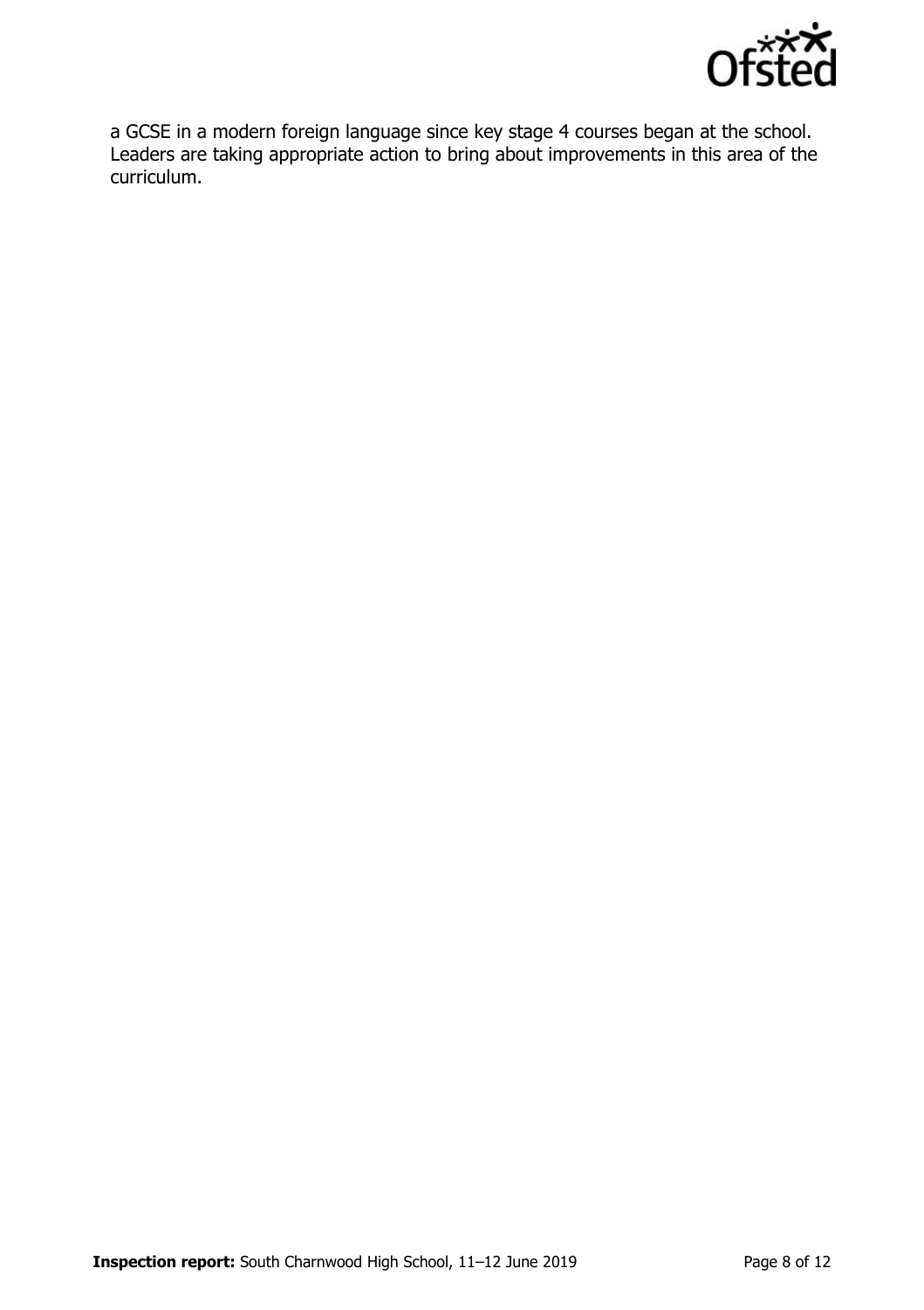a GCSE in a modern foreign language since key stage 4 courses began at the school. Leaders are taking appropriate action to bring about improvements in this area of the curriculum.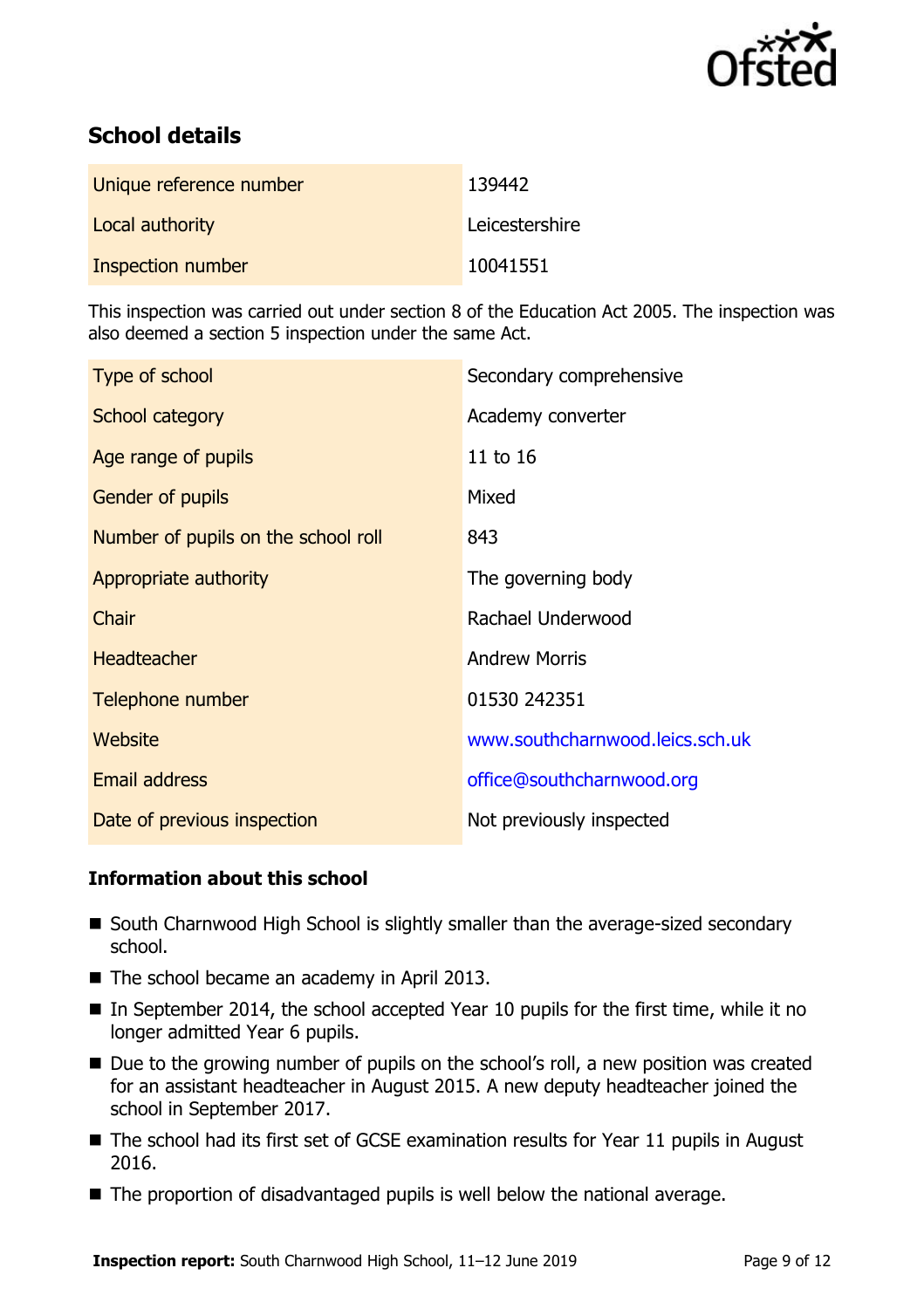## School details

| | |
|---|---|
| Unique reference number | 139442 |
| Local authority | Leicestershire |
| Inspection number | 10041551 |

This inspection was carried out under section 8 of the Education Act 2005. The inspection was also deemed a section 5 inspection under the same Act.

| | |
|---|---|
| Type of school | Secondary comprehensive |
| School category | Academy converter |
| Age range of pupils | 11 to 16 |
| Gender of pupils | Mixed |
| Number of pupils on the school roll | 843 |
| Appropriate authority | The governing body |
| Chair | Rachael Underwood |
| Headteacher | Andrew Morris |
| Telephone number | 01530 242351 |
| Website | www.southcharnwood.leics.sch.uk |
| Email address | office@southcharnwood.org |
| Date of previous inspection | Not previously inspected |

### Information about this school

- South Charnwood High School is slightly smaller than the average-sized secondary school.
- The school became an academy in April 2013.
- In September 2014, the school accepted Year 10 pupils for the first time, while it no longer admitted Year 6 pupils.
- Due to the growing number of pupils on the school's roll, a new position was created for an assistant headteacher in August 2015. A new deputy headteacher joined the school in September 2017.
- The school had its first set of GCSE examination results for Year 11 pupils in August 2016.
- The proportion of disadvantaged pupils is well below the national average.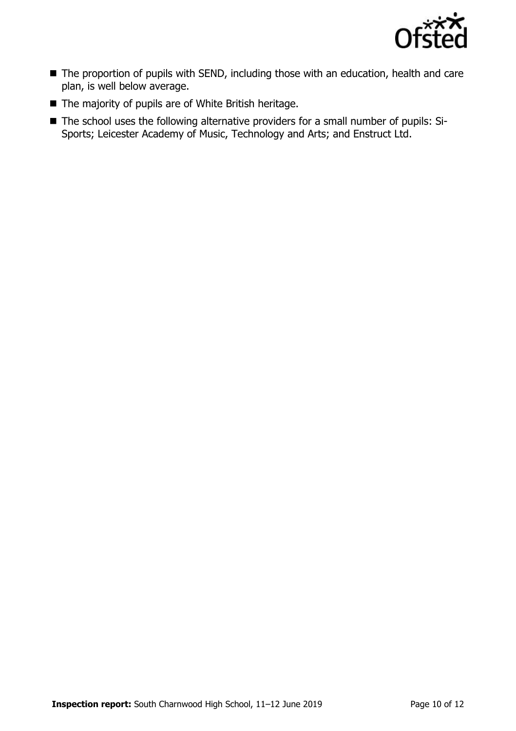- The proportion of pupils with SEND, including those with an education, health and care plan, is well below average.
- The majority of pupils are of White British heritage.
- The school uses the following alternative providers for a small number of pupils: Si-Sports; Leicester Academy of Music, Technology and Arts; and Enstruct Ltd.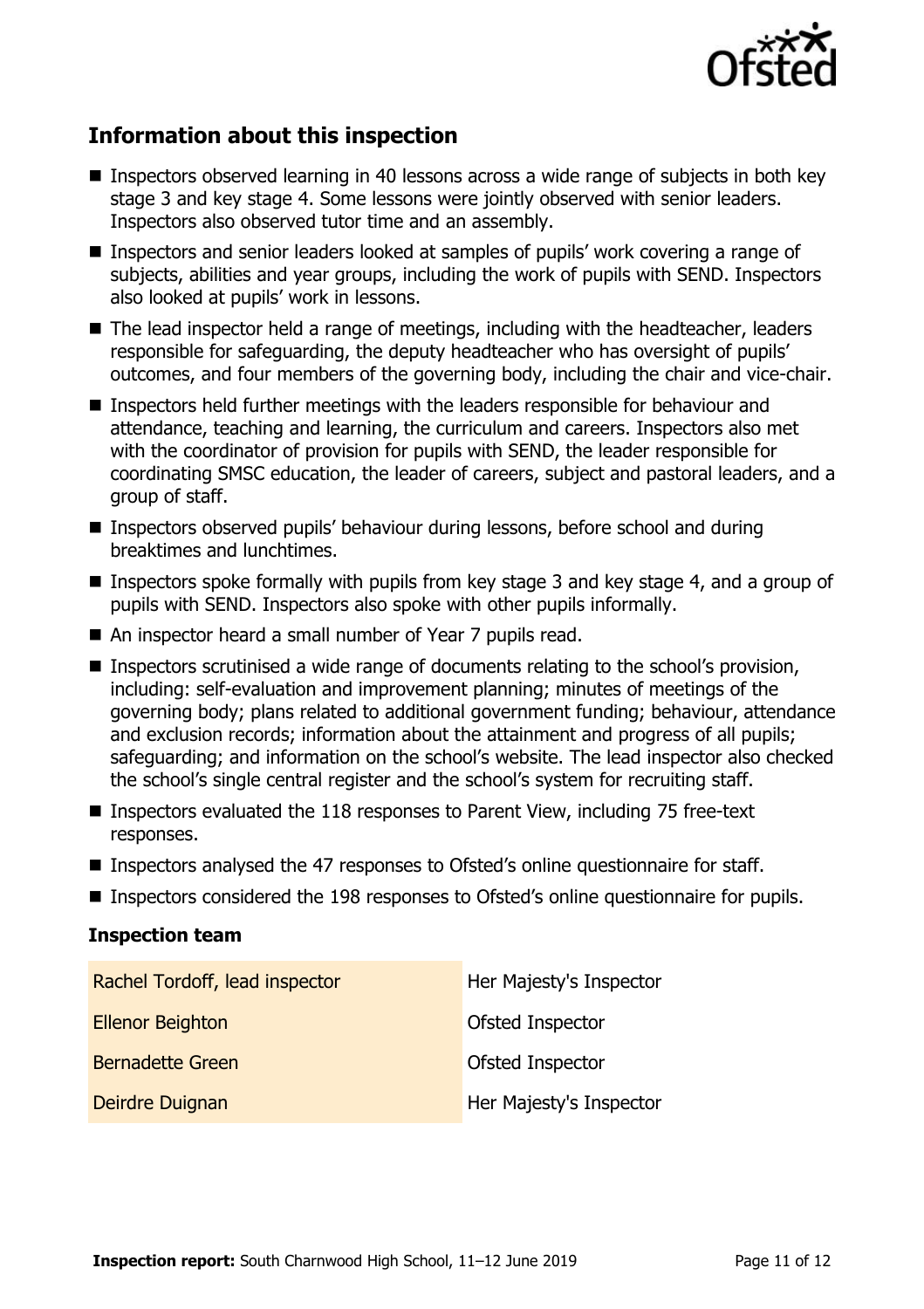## Information about this inspection

- Inspectors observed learning in 40 lessons across a wide range of subjects in both key stage 3 and key stage 4. Some lessons were jointly observed with senior leaders. Inspectors also observed tutor time and an assembly.
- Inspectors and senior leaders looked at samples of pupils' work covering a range of subjects, abilities and year groups, including the work of pupils with SEND. Inspectors also looked at pupils' work in lessons.
- The lead inspector held a range of meetings, including with the headteacher, leaders responsible for safeguarding, the deputy headteacher who has oversight of pupils' outcomes, and four members of the governing body, including the chair and vice-chair.
- Inspectors held further meetings with the leaders responsible for behaviour and attendance, teaching and learning, the curriculum and careers. Inspectors also met with the coordinator of provision for pupils with SEND, the leader responsible for coordinating SMSC education, the leader of careers, subject and pastoral leaders, and a group of staff.
- Inspectors observed pupils' behaviour during lessons, before school and during breaktimes and lunchtimes.
- Inspectors spoke formally with pupils from key stage 3 and key stage 4, and a group of pupils with SEND. Inspectors also spoke with other pupils informally.
- An inspector heard a small number of Year 7 pupils read.
- Inspectors scrutinised a wide range of documents relating to the school's provision, including: self-evaluation and improvement planning; minutes of meetings of the governing body; plans related to additional government funding; behaviour, attendance and exclusion records; information about the attainment and progress of all pupils; safeguarding; and information on the school's website. The lead inspector also checked the school's single central register and the school's system for recruiting staff.
- Inspectors evaluated the 118 responses to Parent View, including 75 free-text responses.
- Inspectors analysed the 47 responses to Ofsted's online questionnaire for staff.
- Inspectors considered the 198 responses to Ofsted's online questionnaire for pupils.

### Inspection team

| | |
|---|---|
| Rachel Tordoff, lead inspector | Her Majesty's Inspector |
| Ellenor Beighton | Ofsted Inspector |
| Bernadette Green | Ofsted Inspector |
| Deirdre Duignan | Her Majesty's Inspector |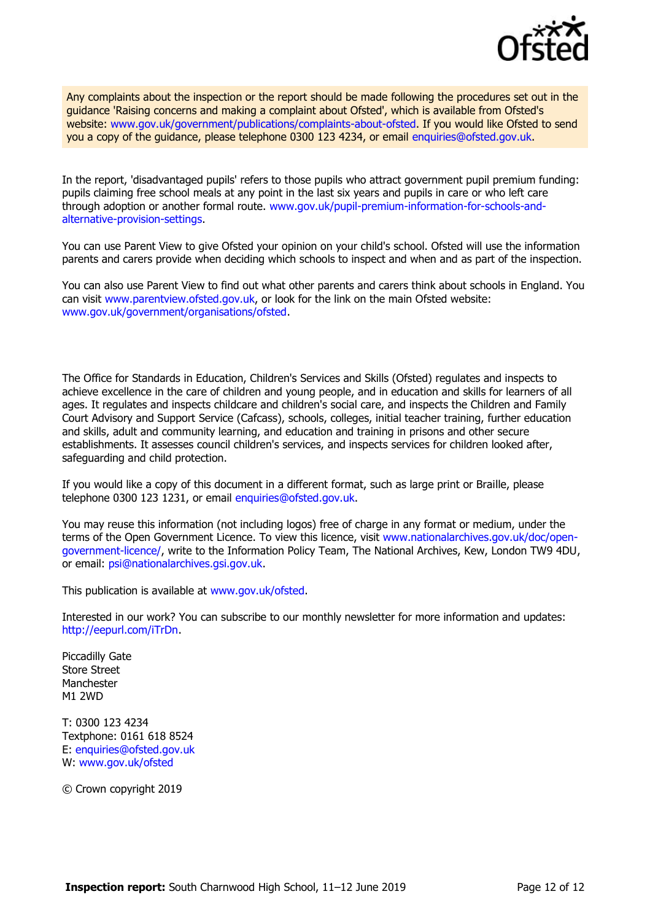Any complaints about the inspection or the report should be made following the procedures set out in the guidance 'Raising concerns and making a complaint about Ofsted', which is available from Ofsted's website: www.gov.uk/government/publications/complaints-about-ofsted. If you would like Ofsted to send you a copy of the guidance, please telephone 0300 123 4234, or email enquiries@ofsted.gov.uk.

In the report, 'disadvantaged pupils' refers to those pupils who attract government pupil premium funding: pupils claiming free school meals at any point in the last six years and pupils in care or who left care through adoption or another formal route. www.gov.uk/pupil-premium-information-for-schools-and-alternative-provision-settings.

You can use Parent View to give Ofsted your opinion on your child's school. Ofsted will use the information parents and carers provide when deciding which schools to inspect and when and as part of the inspection.

You can also use Parent View to find out what other parents and carers think about schools in England. You can visit www.parentview.ofsted.gov.uk, or look for the link on the main Ofsted website: www.gov.uk/government/organisations/ofsted.

The Office for Standards in Education, Children's Services and Skills (Ofsted) regulates and inspects to achieve excellence in the care of children and young people, and in education and skills for learners of all ages. It regulates and inspects childcare and children's social care, and inspects the Children and Family Court Advisory and Support Service (Cafcass), schools, colleges, initial teacher training, further education and skills, adult and community learning, and education and training in prisons and other secure establishments. It assesses council children's services, and inspects services for children looked after, safeguarding and child protection.

If you would like a copy of this document in a different format, such as large print or Braille, please telephone 0300 123 1231, or email enquiries@ofsted.gov.uk.

You may reuse this information (not including logos) free of charge in any format or medium, under the terms of the Open Government Licence. To view this licence, visit www.nationalarchives.gov.uk/doc/open-government-licence/, write to the Information Policy Team, The National Archives, Kew, London TW9 4DU, or email: psi@nationalarchives.gsi.gov.uk.

This publication is available at www.gov.uk/ofsted.

Interested in our work? You can subscribe to our monthly newsletter for more information and updates: http://eepurl.com/iTrDn.

Piccadilly Gate
Store Street
Manchester
M1 2WD

T: 0300 123 4234
Textphone: 0161 618 8524
E: enquiries@ofsted.gov.uk
W: www.gov.uk/ofsted

© Crown copyright 2019